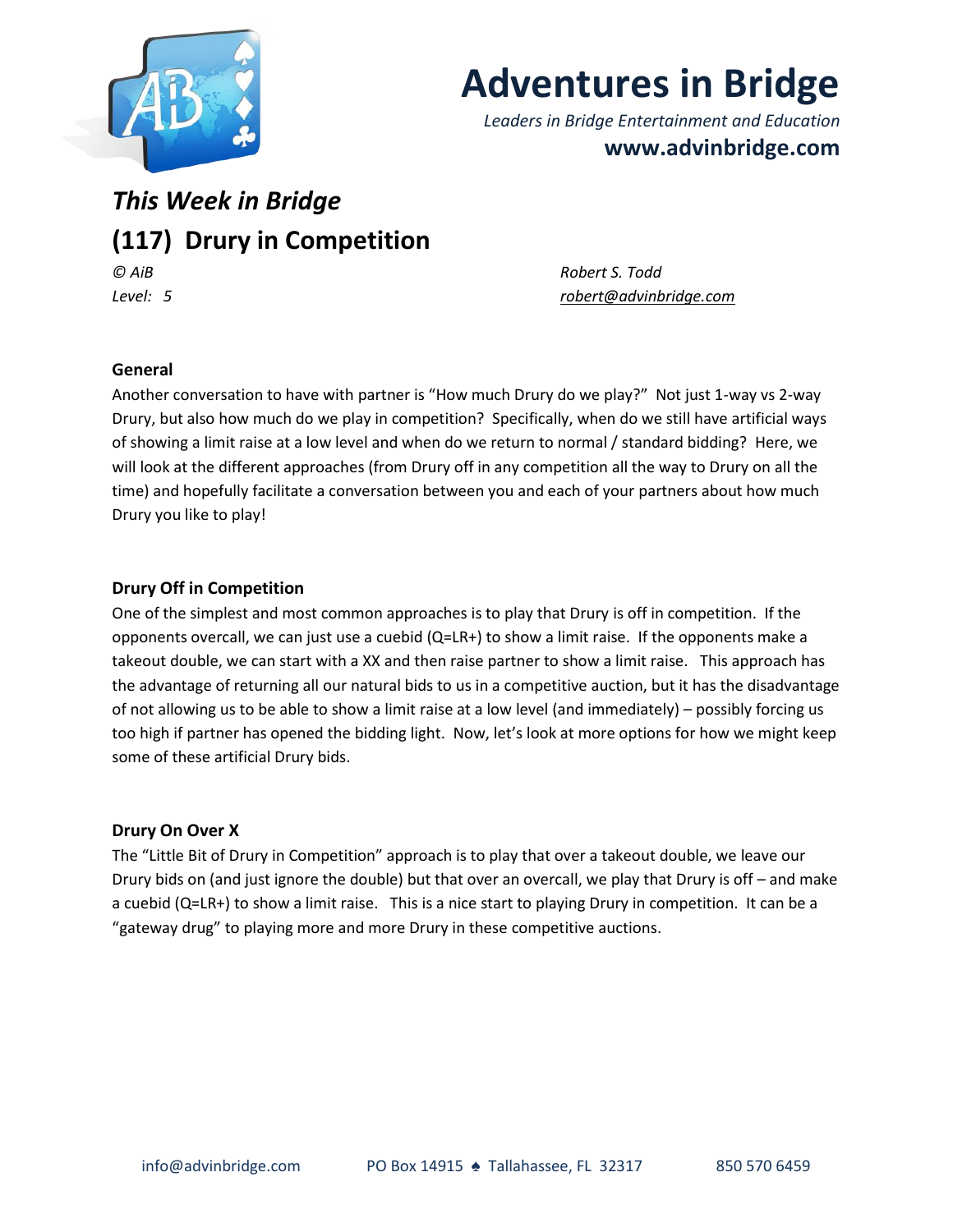# Adventures in Bridge

*Leaders in Bridge Entertainment and Education*

**www.advinbridge.com**

## *This Week in Bridge*

## (117) Drury in Competition

*© AiB* *Robert S. Todd*

*Level: 5* *robert@advinbridge.com*

### General

Another conversation to have with partner is "How much Drury do we play?" Not just 1-way vs 2-way Drury, but also how much do we play in competition? Specifically, when do we still have artificial ways of showing a limit raise at a low level and when do we return to normal / standard bidding? Here, we will look at the different approaches (from Drury off in any competition all the way to Drury on all the time) and hopefully facilitate a conversation between you and each of your partners about how much Drury you like to play!

### Drury Off in Competition

One of the simplest and most common approaches is to play that Drury is off in competition. If the opponents overcall, we can just use a cuebid (Q=LR+) to show a limit raise. If the opponents make a takeout double, we can start with a XX and then raise partner to show a limit raise. This approach has the advantage of returning all our natural bids to us in a competitive auction, but it has the disadvantage of not allowing us to be able to show a limit raise at a low level (and immediately) – possibly forcing us too high if partner has opened the bidding light. Now, let's look at more options for how we might keep some of these artificial Drury bids.

### Drury On Over X

The "Little Bit of Drury in Competition" approach is to play that over a takeout double, we leave our Drury bids on (and just ignore the double) but that over an overcall, we play that Drury is off – and make a cuebid (Q=LR+) to show a limit raise. This is a nice start to playing Drury in competition. It can be a "gateway drug" to playing more and more Drury in these competitive auctions.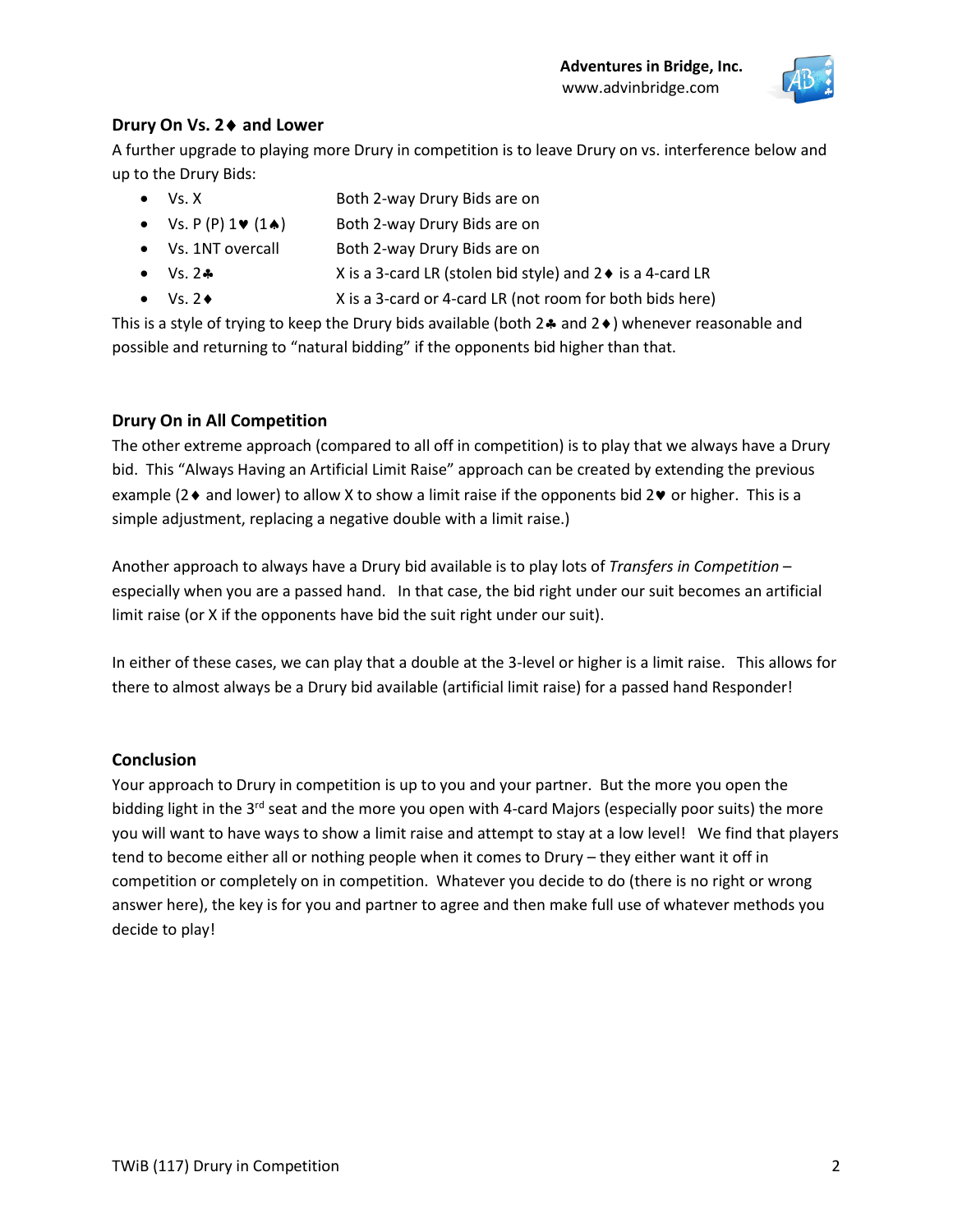### Drury On Vs. 2♦ and Lower

A further upgrade to playing more Drury in competition is to leave Drury on vs. interference below and up to the Drury Bids:

- Vs. X — Both 2-way Drury Bids are on
- Vs. P (P) 1♥ (1♠) — Both 2-way Drury Bids are on
- Vs. 1NT overcall — Both 2-way Drury Bids are on
- Vs. 2♣ — X is a 3-card LR (stolen bid style) and 2♦ is a 4-card LR
- Vs. 2♦ — X is a 3-card or 4-card LR (not room for both bids here)

This is a style of trying to keep the Drury bids available (both 2♣ and 2♦) whenever reasonable and possible and returning to "natural bidding" if the opponents bid higher than that.

### Drury On in All Competition

The other extreme approach (compared to all off in competition) is to play that we always have a Drury bid. This "Always Having an Artificial Limit Raise" approach can be created by extending the previous example (2♦ and lower) to allow X to show a limit raise if the opponents bid 2♥ or higher. This is a simple adjustment, replacing a negative double with a limit raise.)

Another approach to always have a Drury bid available is to play lots of *Transfers in Competition* – especially when you are a passed hand. In that case, the bid right under our suit becomes an artificial limit raise (or X if the opponents have bid the suit right under our suit).

In either of these cases, we can play that a double at the 3-level or higher is a limit raise. This allows for there to almost always be a Drury bid available (artificial limit raise) for a passed hand Responder!

### Conclusion

Your approach to Drury in competition is up to you and your partner. But the more you open the bidding light in the 3rd seat and the more you open with 4-card Majors (especially poor suits) the more you will want to have ways to show a limit raise and attempt to stay at a low level! We find that players tend to become either all or nothing people when it comes to Drury – they either want it off in competition or completely on in competition. Whatever you decide to do (there is no right or wrong answer here), the key is for you and partner to agree and then make full use of whatever methods you decide to play!